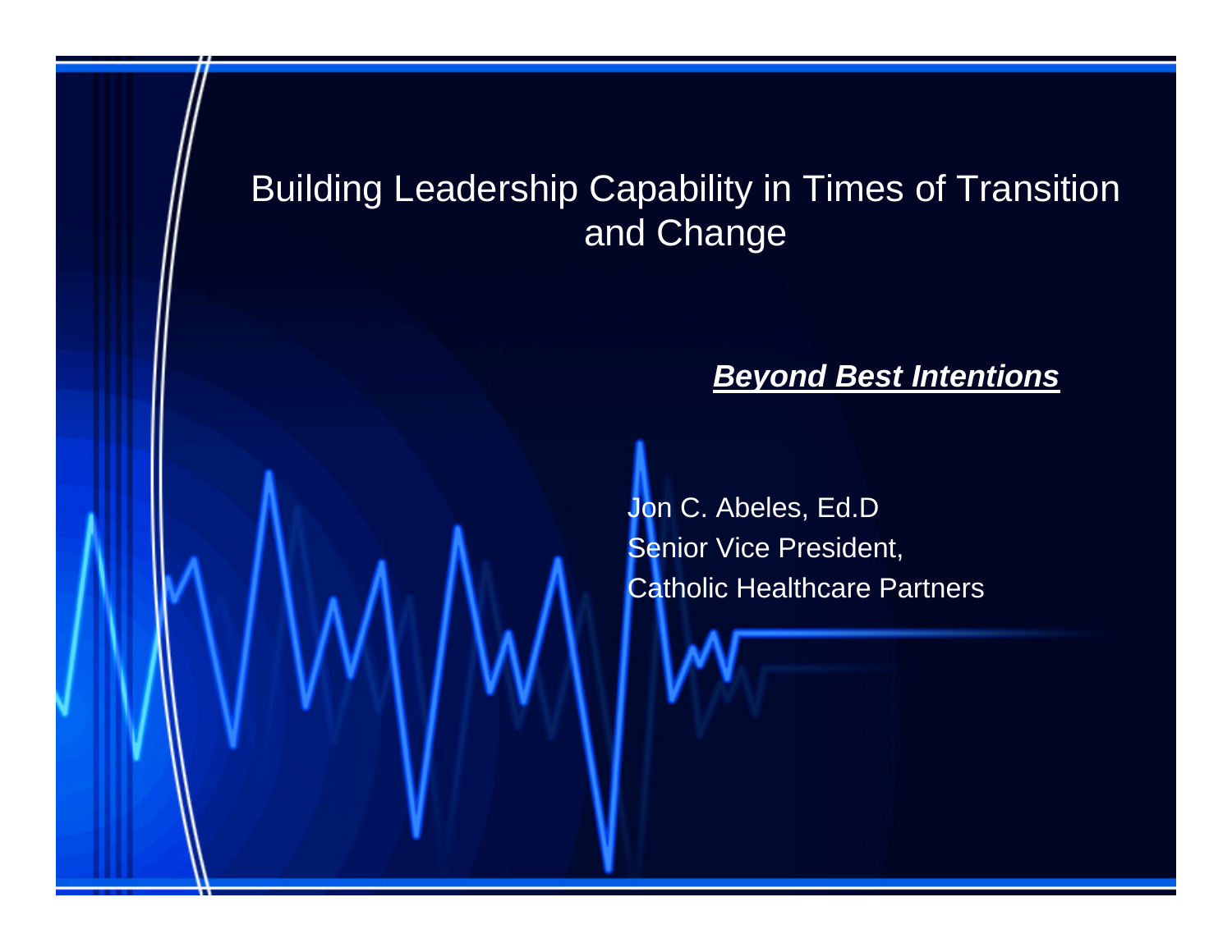# Building Leadership Capability in Times of Transition and Change

***Beyond Best Intentions***

Jon C. Abeles, Ed.D
Senior Vice President,
Catholic Healthcare Partners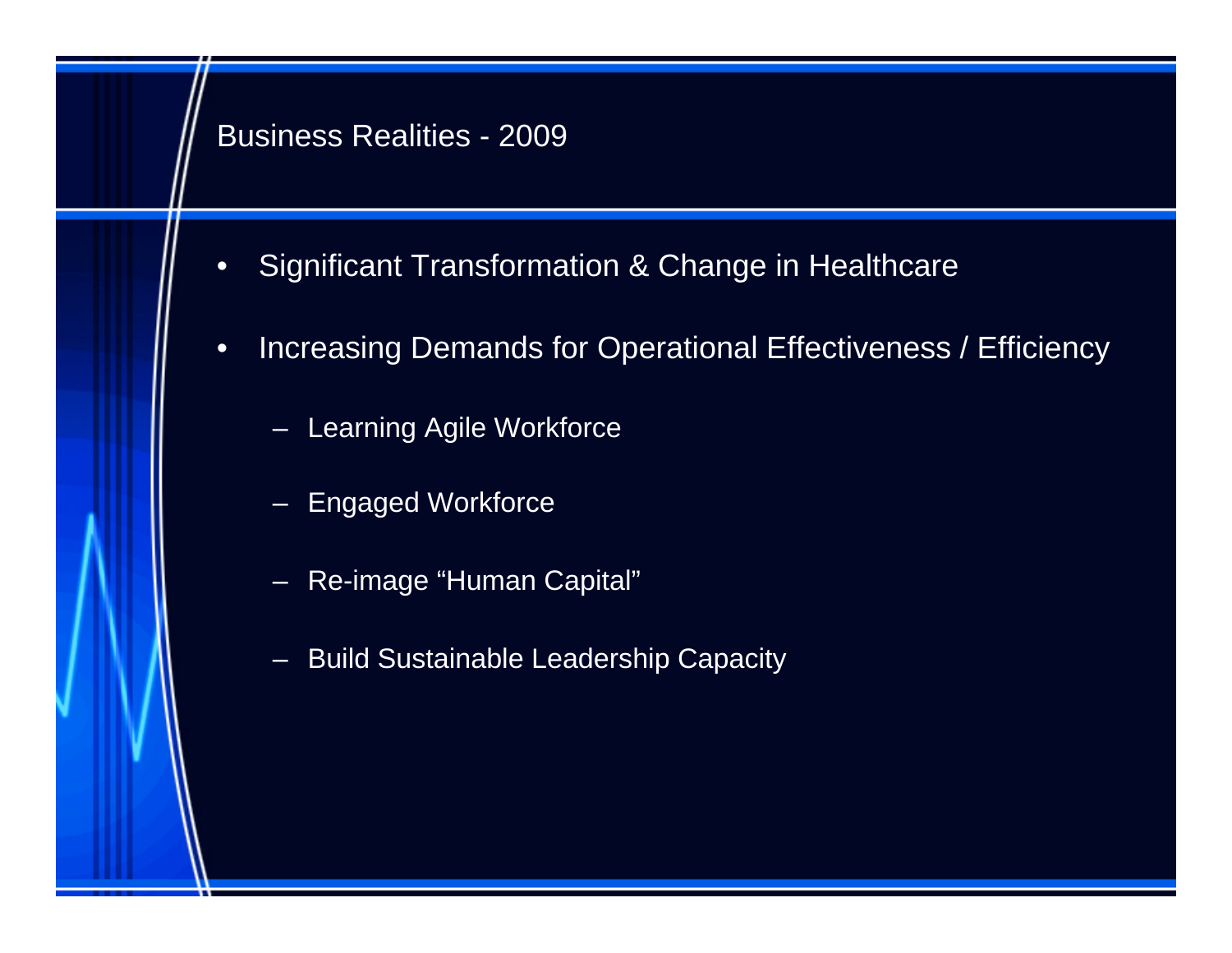## Business Realities - 2009

- Significant Transformation & Change in Healthcare
- Increasing Demands for Operational Effectiveness / Efficiency
  - Learning Agile Workforce
  - Engaged Workforce
  - Re-image "Human Capital"
  - Build Sustainable Leadership Capacity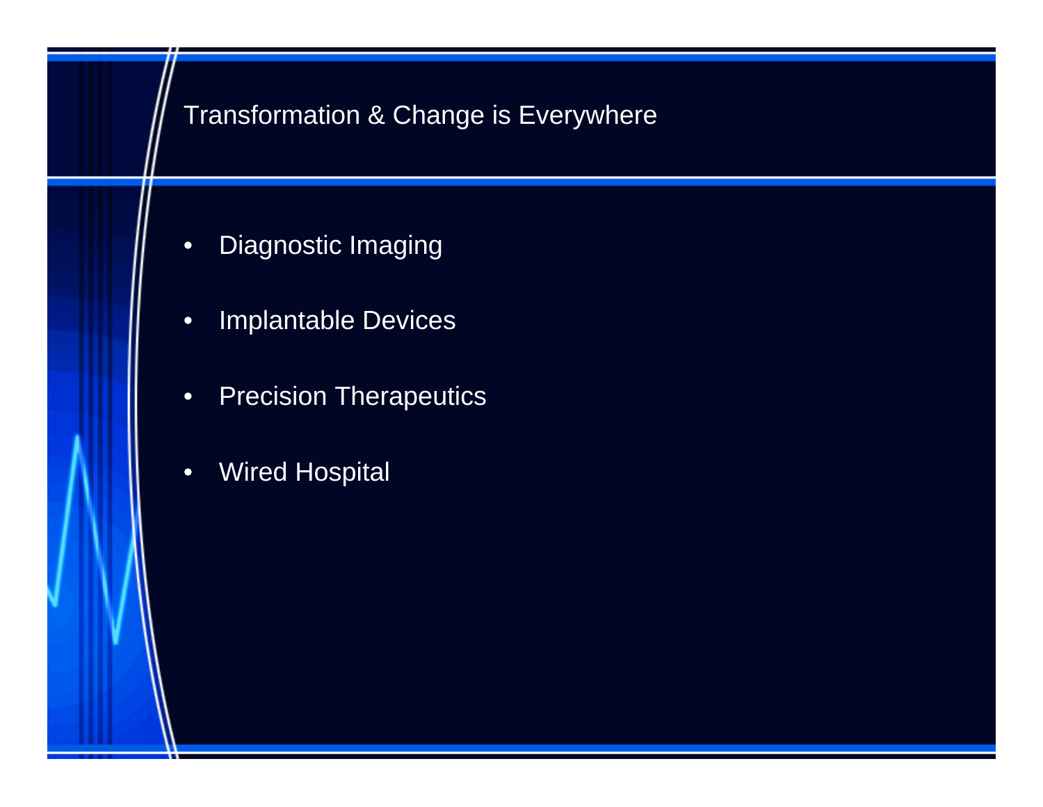# Transformation & Change is Everywhere

- Diagnostic Imaging
- Implantable Devices
- Precision Therapeutics
- Wired Hospital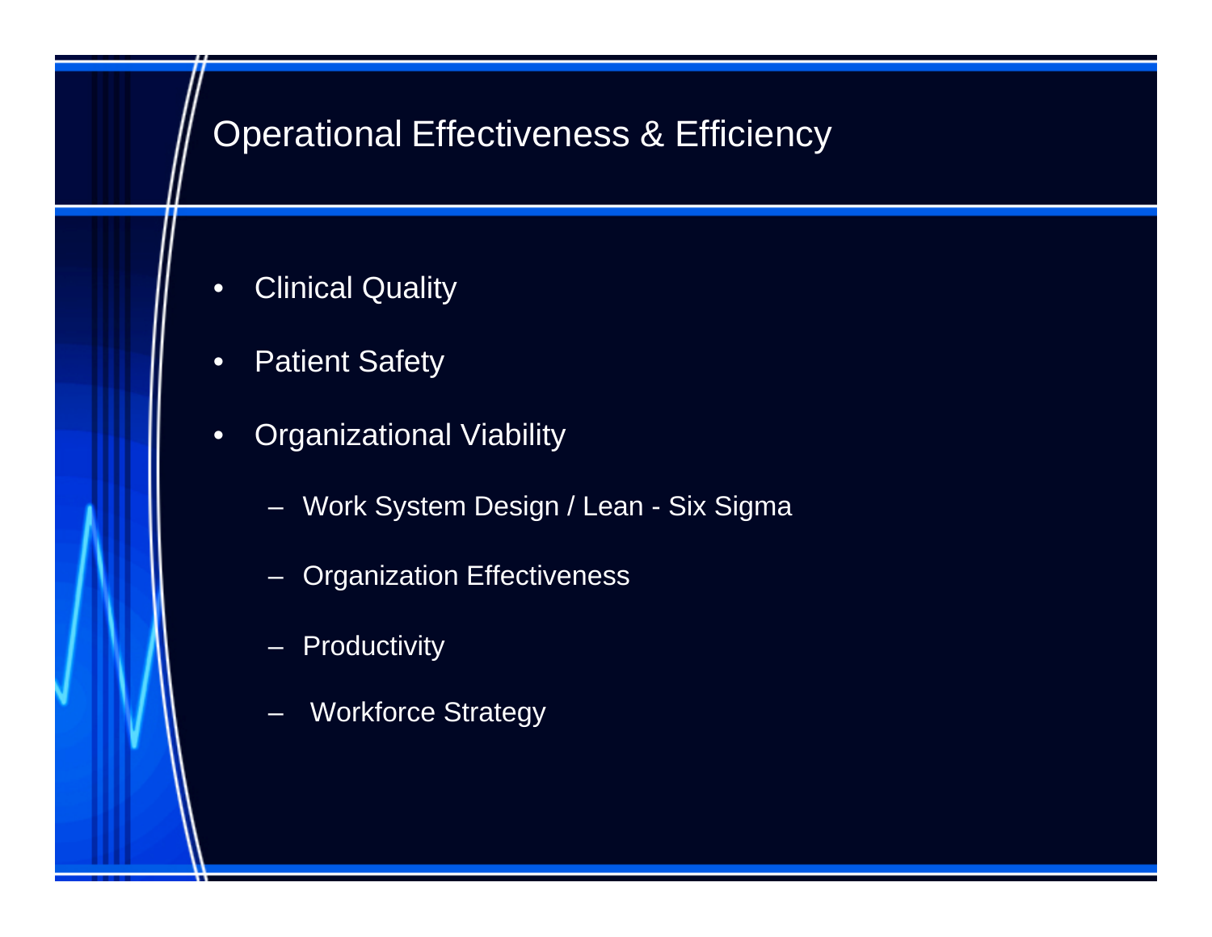# Operational Effectiveness & Efficiency

- Clinical Quality
- Patient Safety
- Organizational Viability
  - Work System Design / Lean - Six Sigma
  - Organization Effectiveness
  - Productivity
  - Workforce Strategy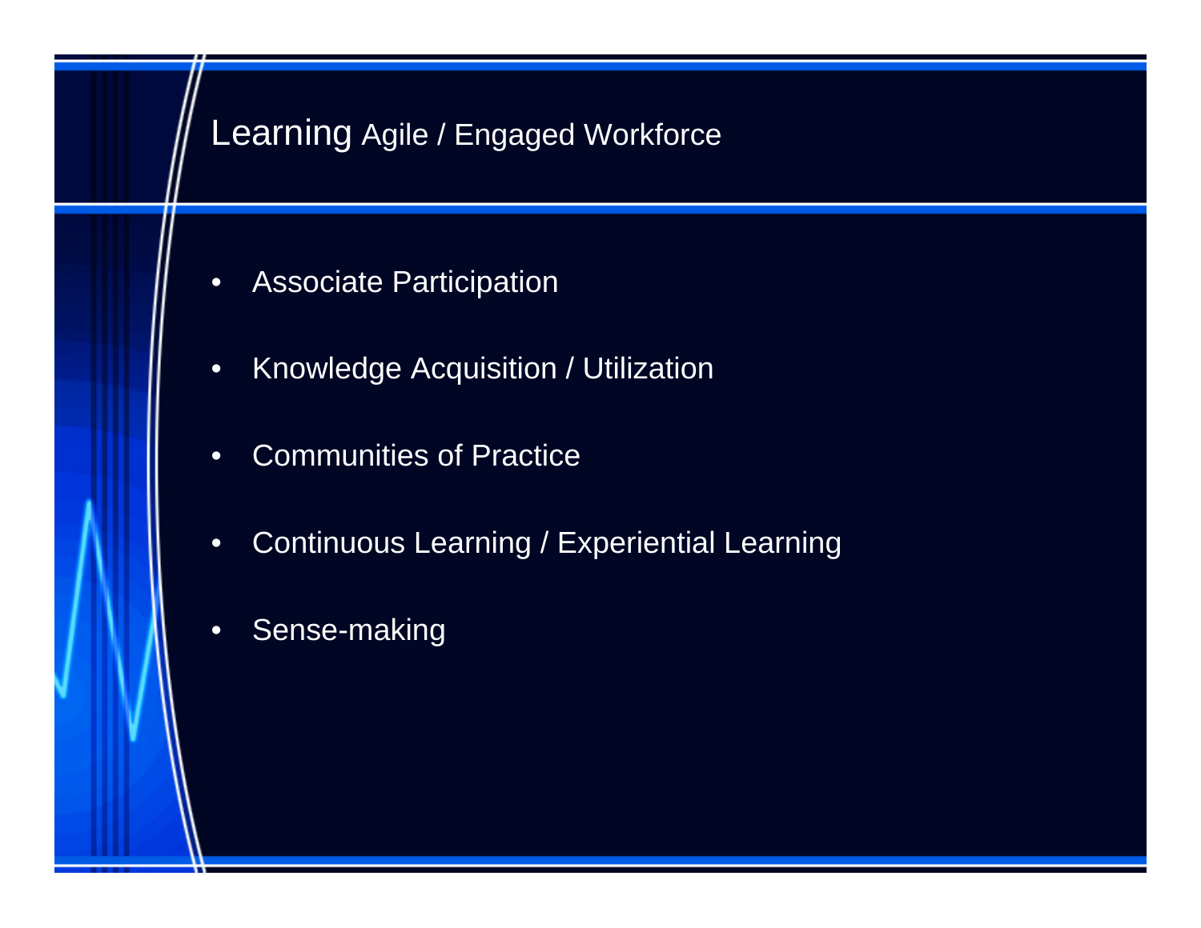# Learning Agile / Engaged Workforce

- Associate Participation
- Knowledge Acquisition / Utilization
- Communities of Practice
- Continuous Learning / Experiential Learning
- Sense-making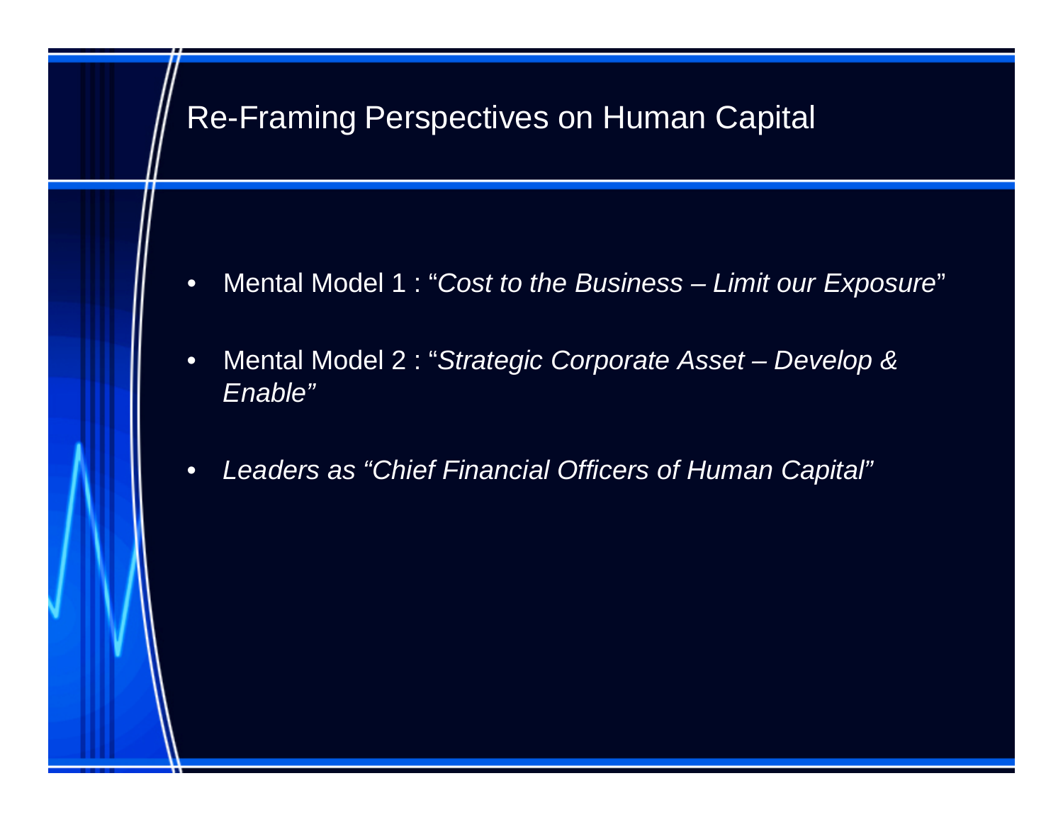# Re-Framing Perspectives on Human Capital

- Mental Model 1 : "*Cost to the Business – Limit our Exposure*"
- Mental Model 2 : "*Strategic Corporate Asset – Develop & Enable"*
- *Leaders as "Chief Financial Officers of Human Capital"*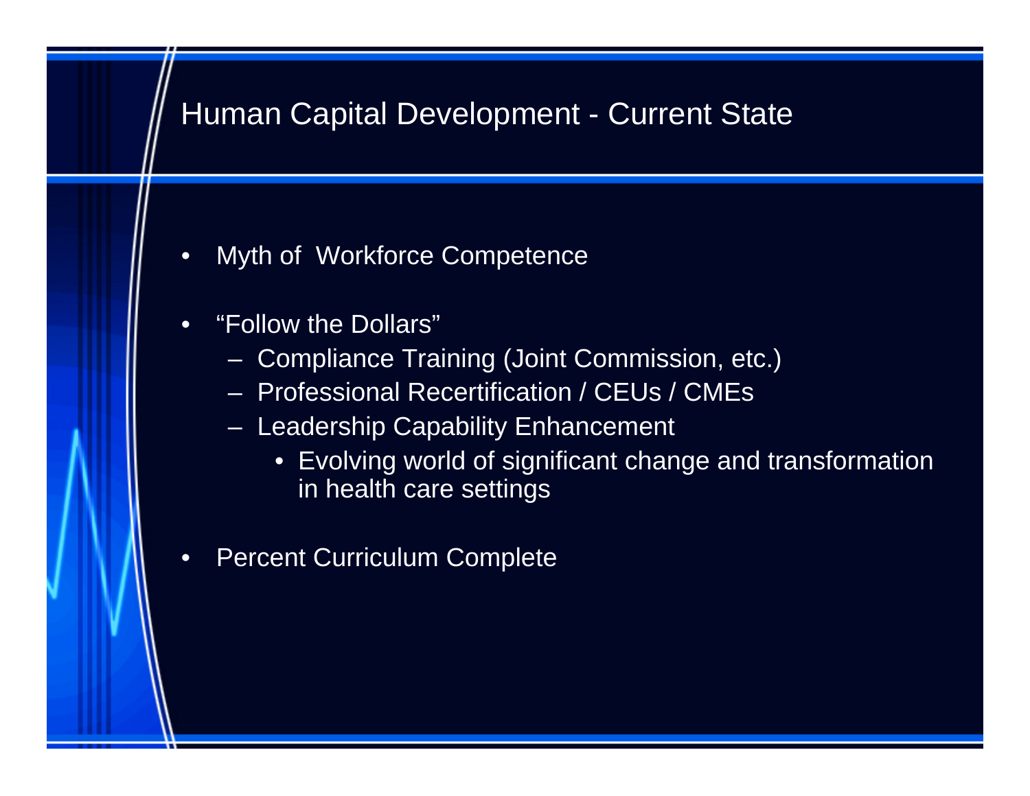# Human Capital Development - Current State

- Myth of Workforce Competence
- "Follow the Dollars"
  - Compliance Training (Joint Commission, etc.)
  - Professional Recertification / CEUs / CMEs
  - Leadership Capability Enhancement
    - Evolving world of significant change and transformation in health care settings
- Percent Curriculum Complete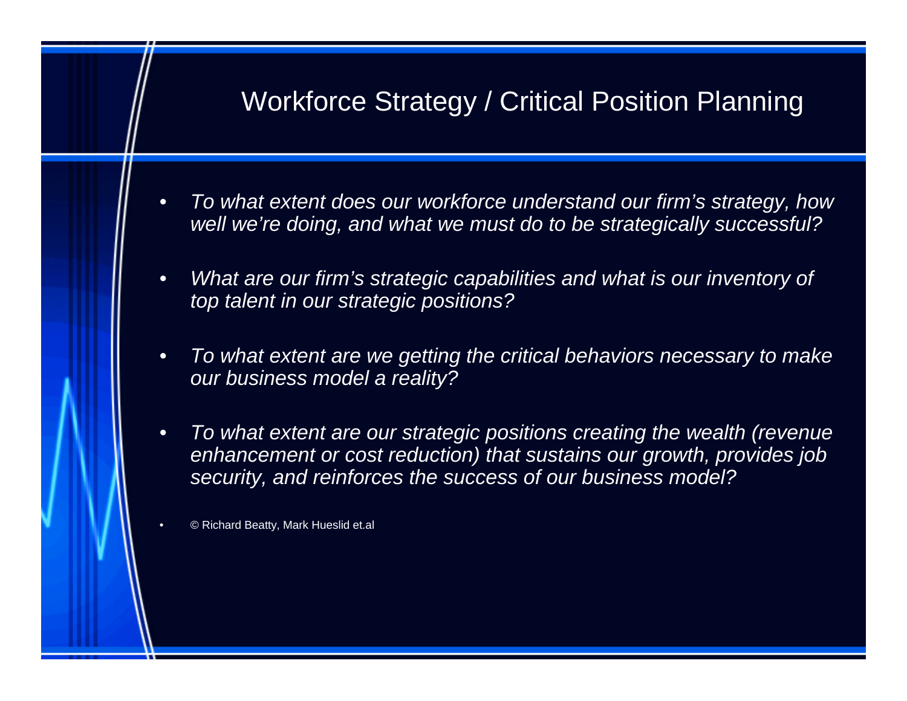## Workforce Strategy / Critical Position Planning

- *To what extent does our workforce understand our firm's strategy, how well we're doing, and what we must do to be strategically successful?*
- *What are our firm's strategic capabilities and what is our inventory of top talent in our strategic positions?*
- *To what extent are we getting the critical behaviors necessary to make our business model a reality?*
- *To what extent are our strategic positions creating the wealth (revenue enhancement or cost reduction) that sustains our growth, provides job security, and reinforces the success of our business model?*
- © Richard Beatty, Mark Hueslid et.al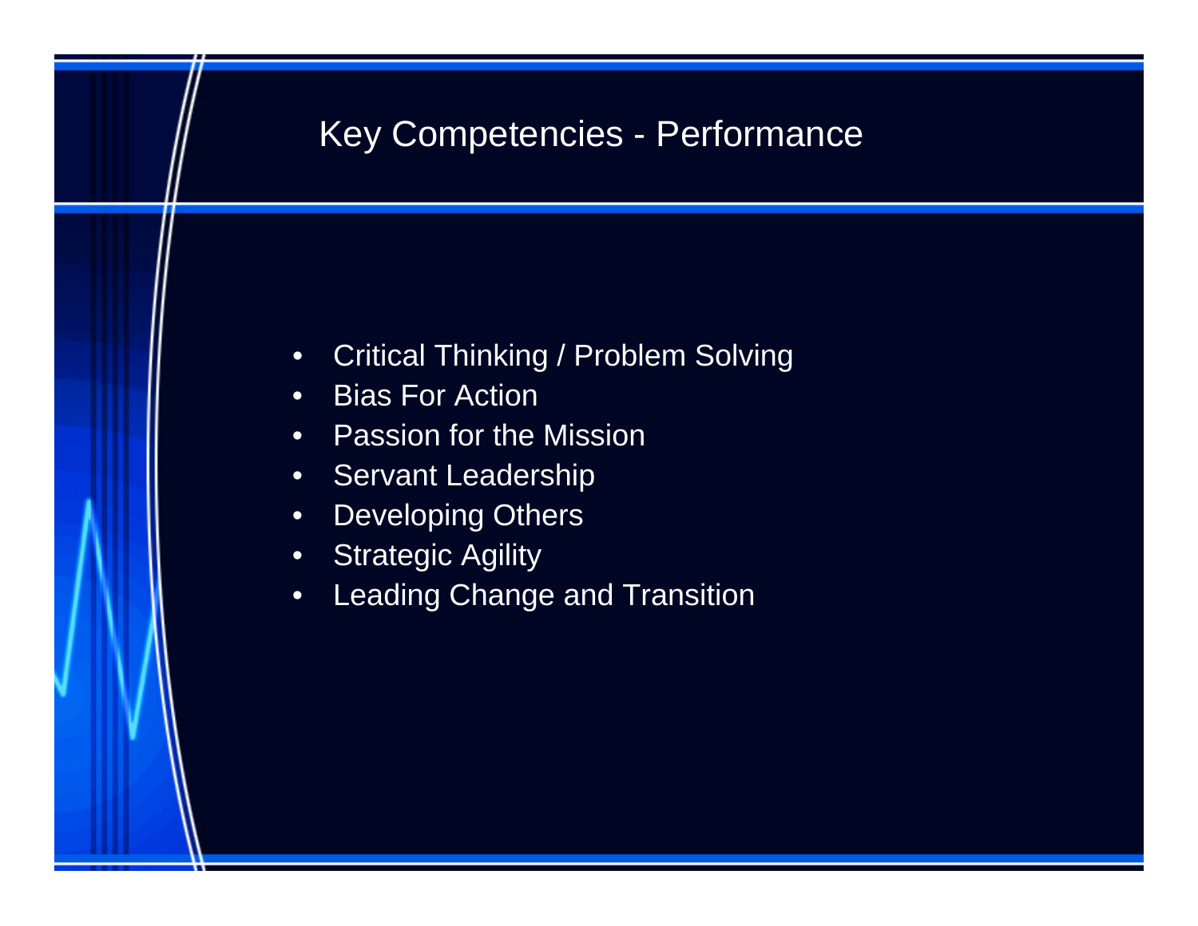# Key Competencies - Performance

- Critical Thinking / Problem Solving
- Bias For Action
- Passion for the Mission
- Servant Leadership
- Developing Others
- Strategic Agility
- Leading Change and Transition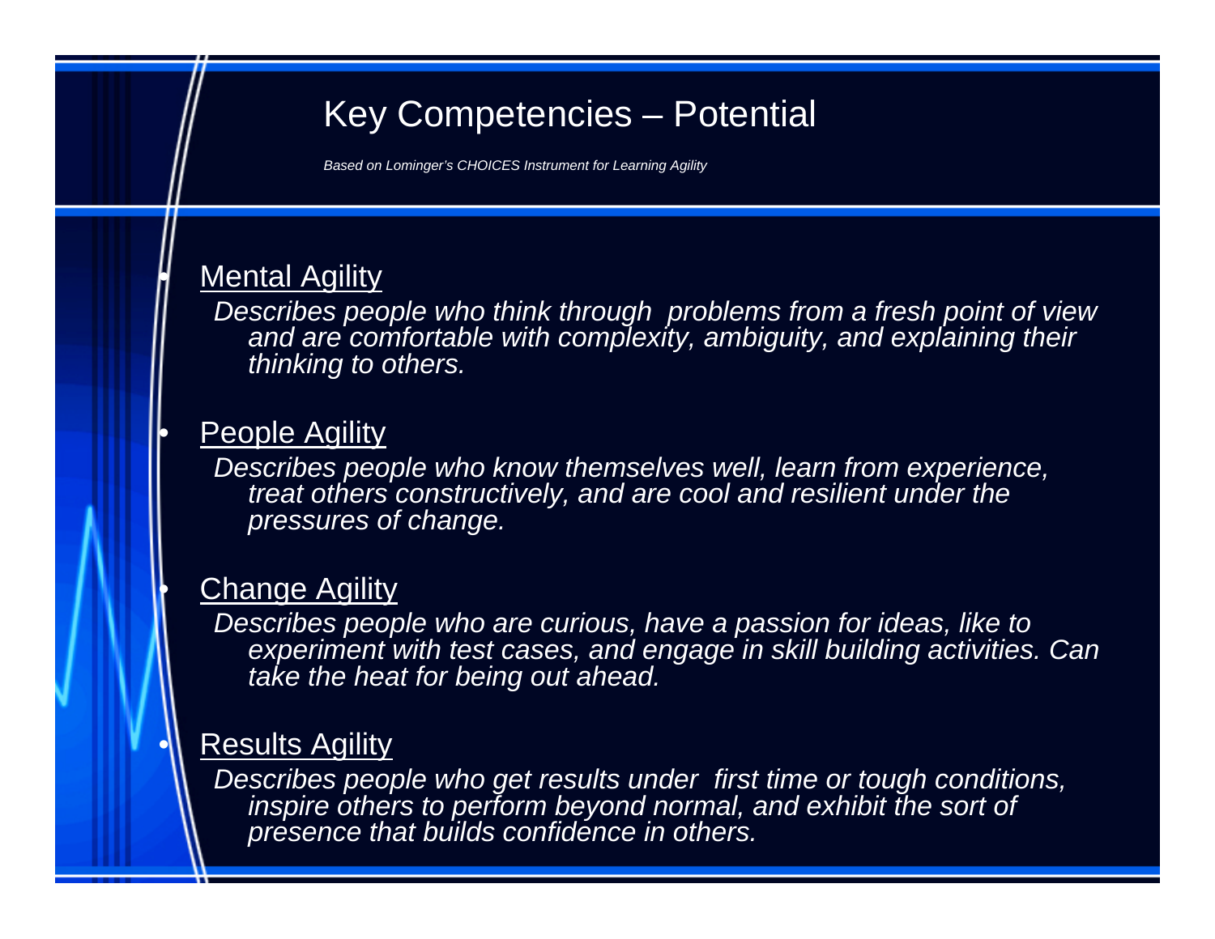# Key Competencies – Potential

*Based on Lominger's CHOICES Instrument for Learning Agility*

- <u>Mental Agility</u>

  *Describes people who think through problems from a fresh point of view and are comfortable with complexity, ambiguity, and explaining their thinking to others.*

- <u>People Agility</u>

  *Describes people who know themselves well, learn from experience, treat others constructively, and are cool and resilient under the pressures of change.*

- <u>Change Agility</u>

  *Describes people who are curious, have a passion for ideas, like to experiment with test cases, and engage in skill building activities. Can take the heat for being out ahead.*

- <u>Results Agility</u>

  *Describes people who get results under first time or tough conditions, inspire others to perform beyond normal, and exhibit the sort of presence that builds confidence in others.*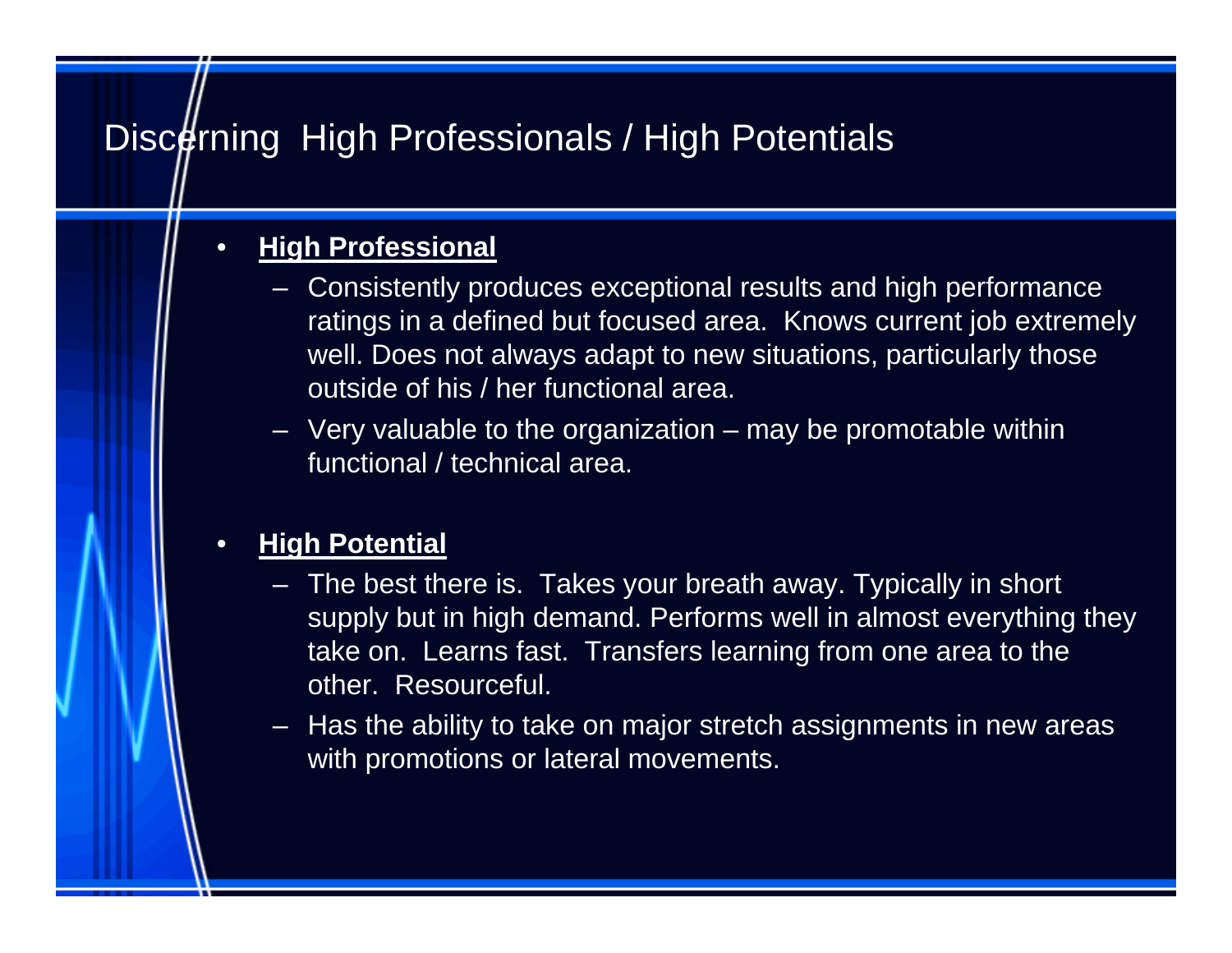# Discerning  High Professionals / High Potentials

- **High Professional**
  - Consistently produces exceptional results and high performance ratings in a defined but focused area.  Knows current job extremely well. Does not always adapt to new situations, particularly those outside of his / her functional area.
  - Very valuable to the organization – may be promotable within functional / technical area.

- **High Potential**
  - The best there is.  Takes your breath away. Typically in short supply but in high demand. Performs well in almost everything they take on.  Learns fast.  Transfers learning from one area to the other.  Resourceful.
  - Has the ability to take on major stretch assignments in new areas with promotions or lateral movements.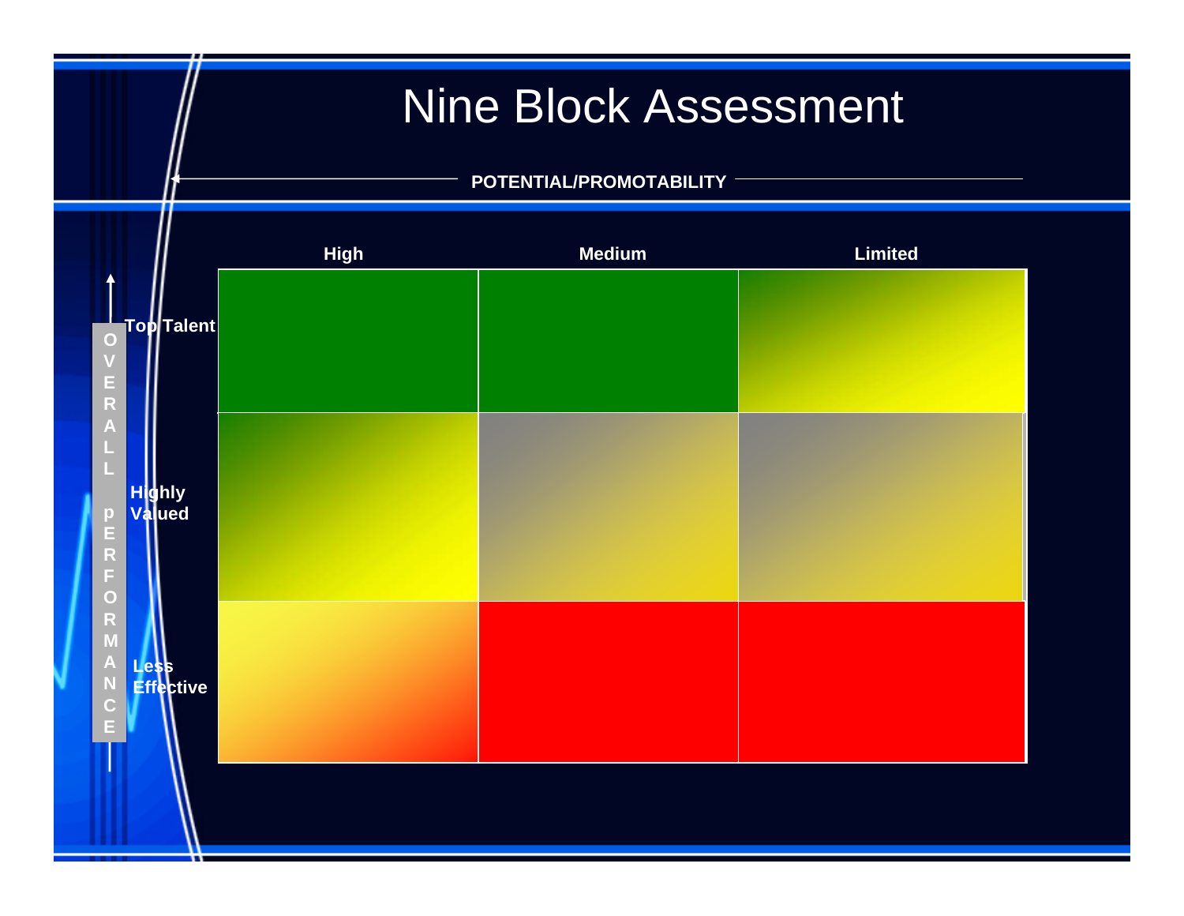# Nine Block Assessment

**POTENTIAL/PROMOTABILITY**

**OVERALL PERFORMANCE**

| | **High** | **Medium** | **Limited** |
|---|---|---|---|
| **Top Talent** | | | |
| **Highly Valued** | | | |
| **Less Effective** | | | |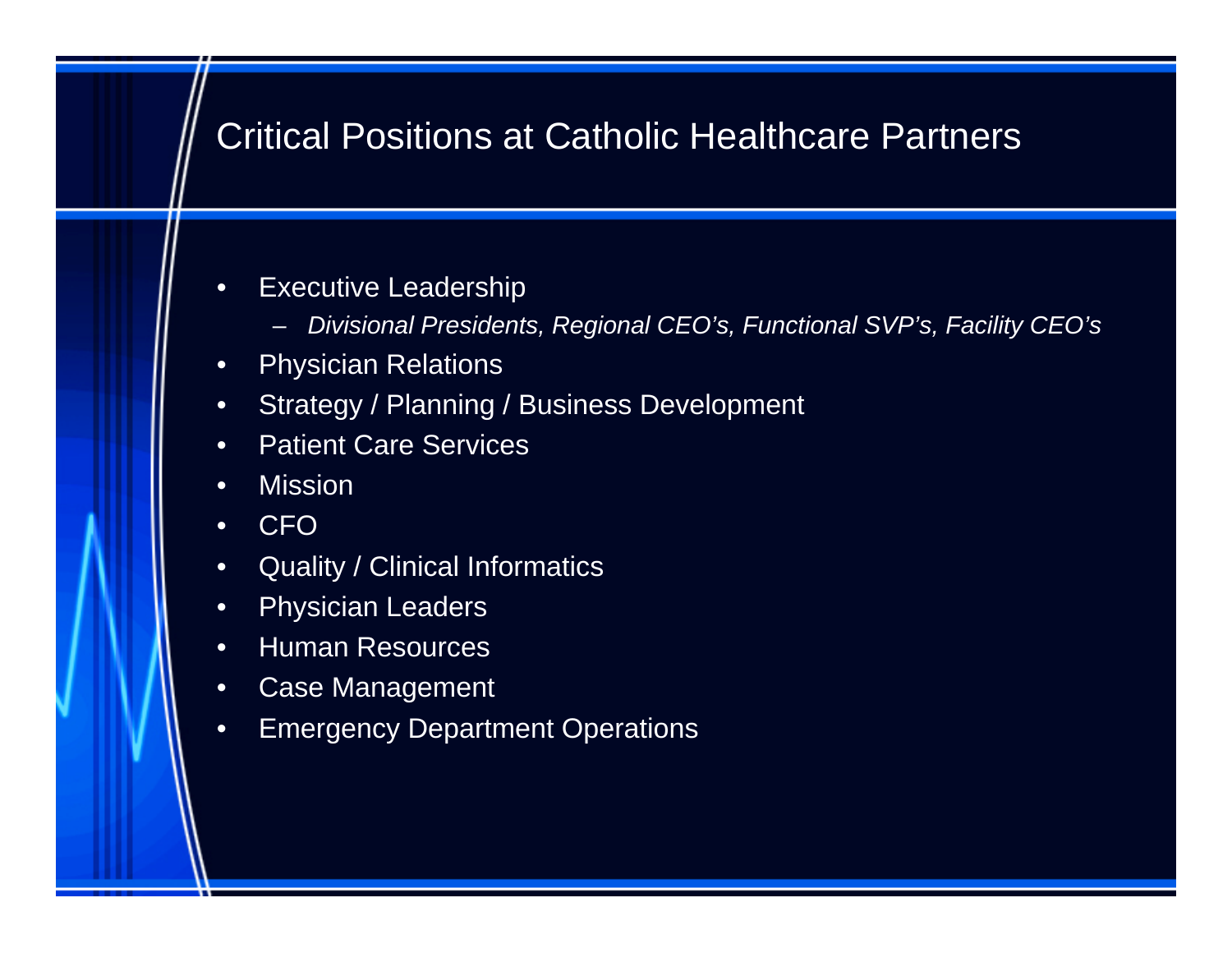# Critical Positions at Catholic Healthcare Partners

- Executive Leadership
  - *Divisional Presidents, Regional CEO's, Functional SVP's, Facility CEO's*
- Physician Relations
- Strategy / Planning / Business Development
- Patient Care Services
- Mission
- CFO
- Quality / Clinical Informatics
- Physician Leaders
- Human Resources
- Case Management
- Emergency Department Operations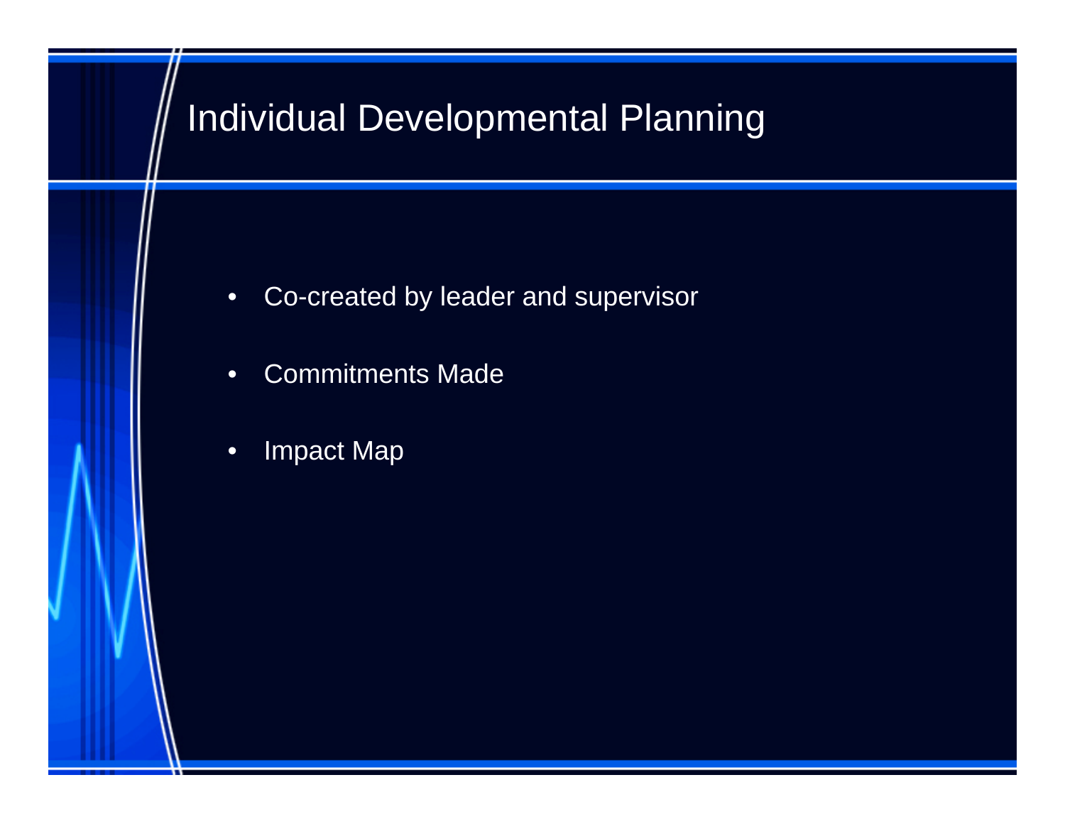# Individual Developmental Planning

- Co-created by leader and supervisor
- Commitments Made
- Impact Map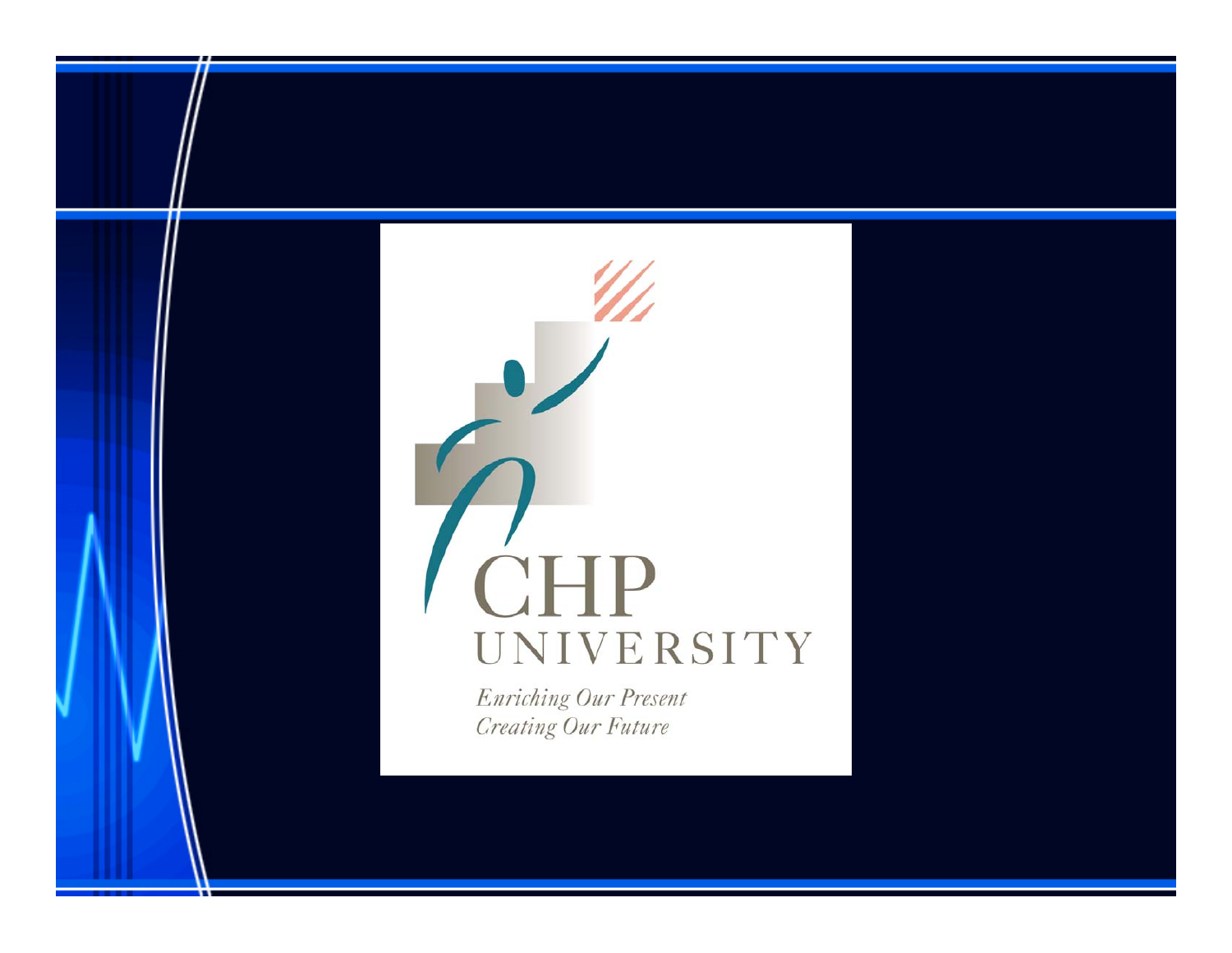CHP UNIVERSITY

*Enriching Our Present*
*Creating Our Future*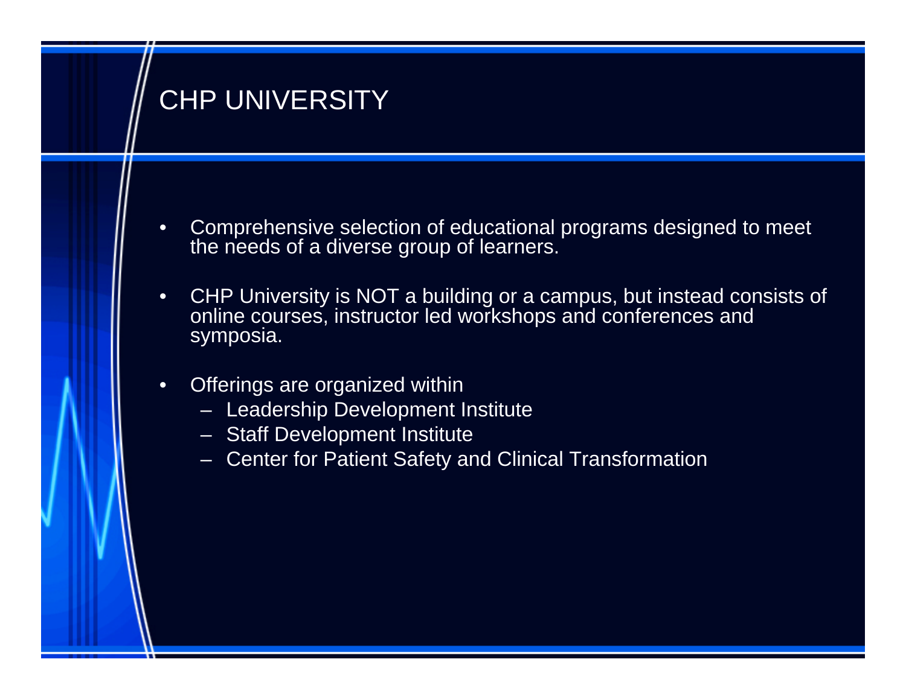# CHP UNIVERSITY

- Comprehensive selection of educational programs designed to meet the needs of a diverse group of learners.
- CHP University is NOT a building or a campus, but instead consists of online courses, instructor led workshops and conferences and symposia.
- Offerings are organized within
  - Leadership Development Institute
  - Staff Development Institute
  - Center for Patient Safety and Clinical Transformation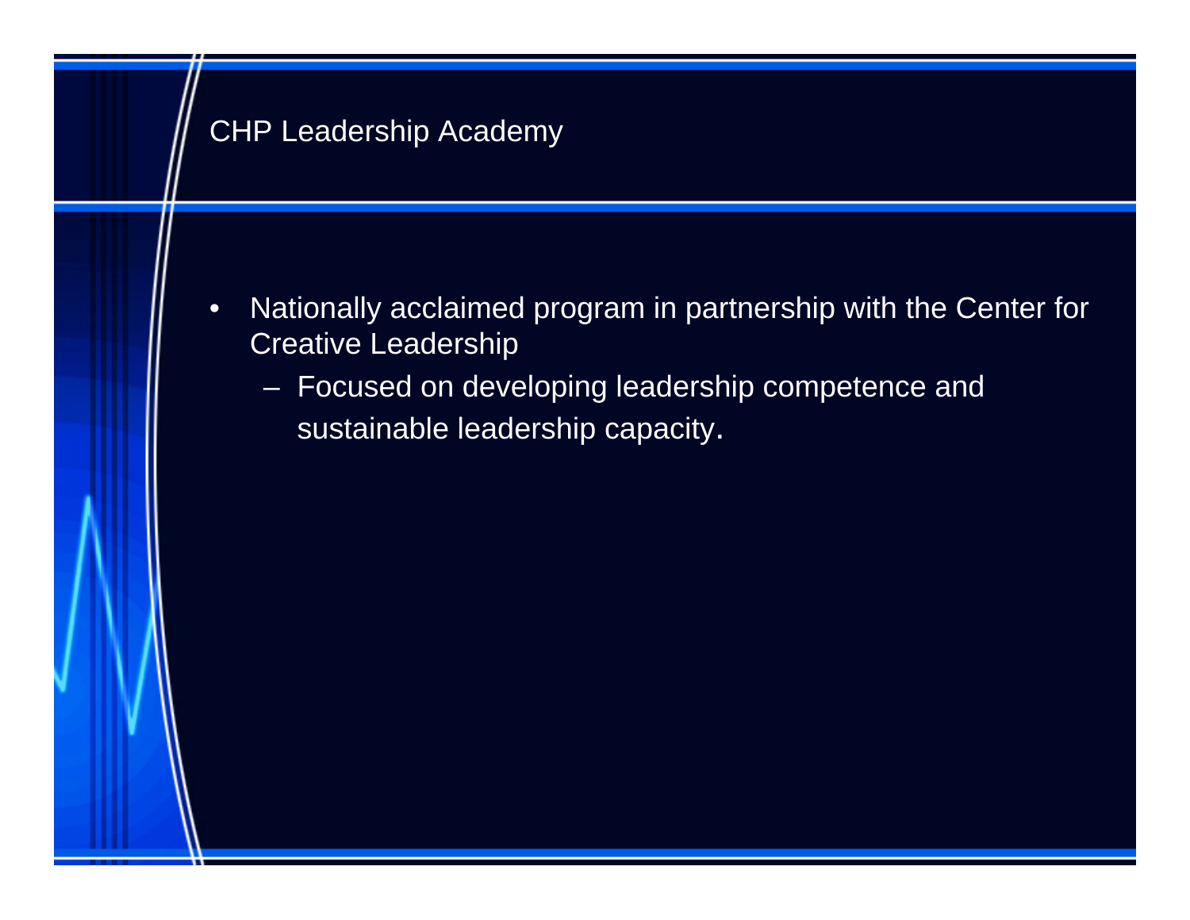# CHP Leadership Academy

- Nationally acclaimed program in partnership with the Center for Creative Leadership
  - Focused on developing leadership competence and sustainable leadership capacity.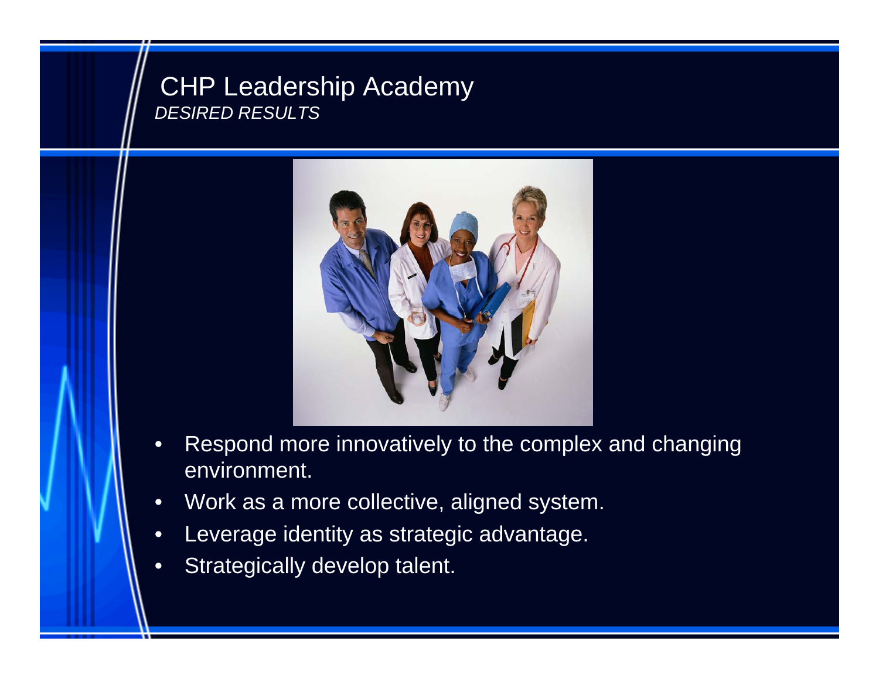# CHP Leadership Academy

*DESIRED RESULTS*

- Respond more innovatively to the complex and changing environment.
- Work as a more collective, aligned system.
- Leverage identity as strategic advantage.
- Strategically develop talent.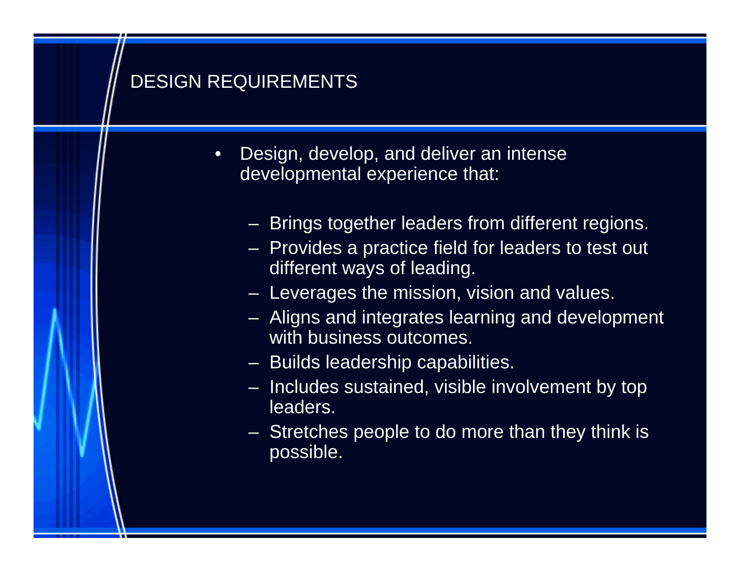# DESIGN REQUIREMENTS

- Design, develop, and deliver an intense developmental experience that:
  - Brings together leaders from different regions.
  - Provides a practice field for leaders to test out different ways of leading.
  - Leverages the mission, vision and values.
  - Aligns and integrates learning and development with business outcomes.
  - Builds leadership capabilities.
  - Includes sustained, visible involvement by top leaders.
  - Stretches people to do more than they think is possible.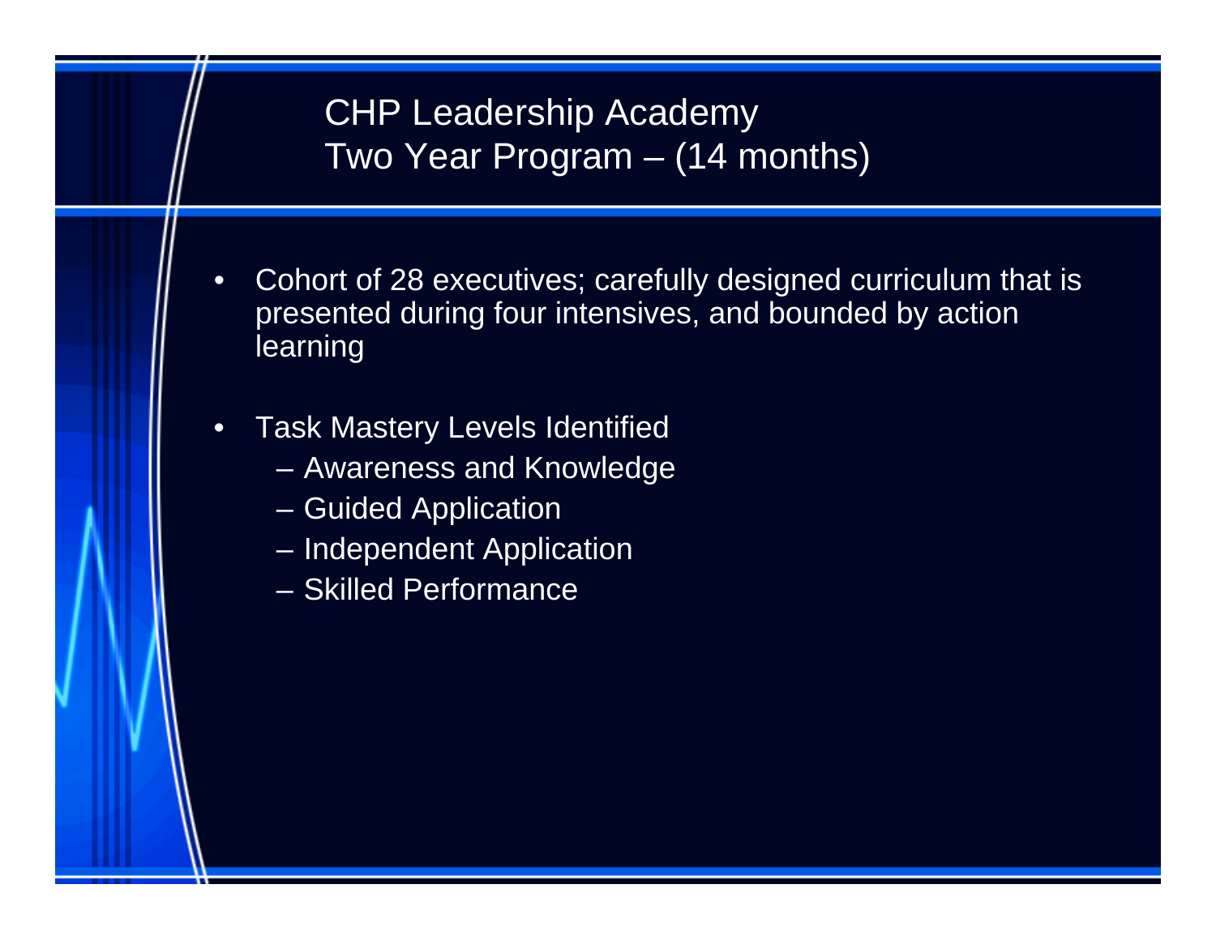# CHP Leadership Academy
# Two Year Program – (14 months)

- Cohort of 28 executives; carefully designed curriculum that is presented during four intensives, and bounded by action learning

- Task Mastery Levels Identified
  - Awareness and Knowledge
  - Guided Application
  - Independent Application
  - Skilled Performance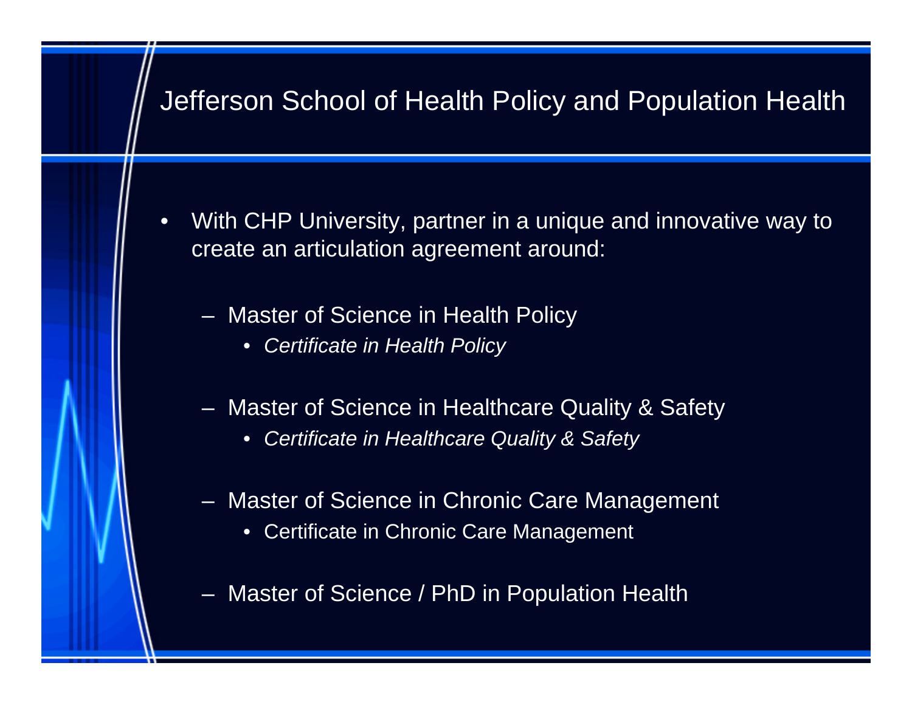# Jefferson School of Health Policy and Population Health

- With CHP University, partner in a unique and innovative way to create an articulation agreement around:
  - Master of Science in Health Policy
    - *Certificate in Health Policy*
  - Master of Science in Healthcare Quality & Safety
    - *Certificate in Healthcare Quality & Safety*
  - Master of Science in Chronic Care Management
    - Certificate in Chronic Care Management
  - Master of Science / PhD in Population Health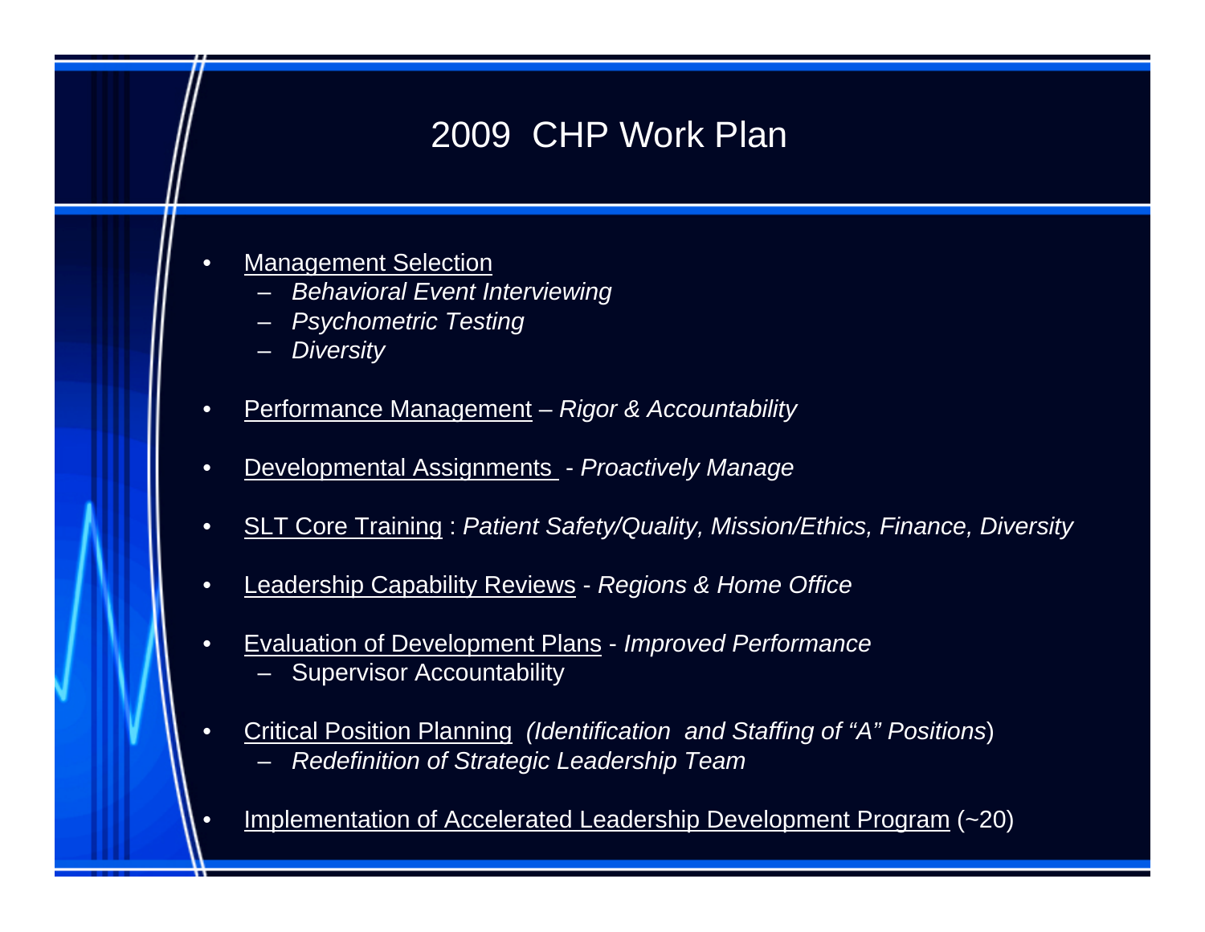# 2009 CHP Work Plan

- Management Selection
  - *Behavioral Event Interviewing*
  - *Psychometric Testing*
  - *Diversity*
- Performance Management – *Rigor & Accountability*
- Developmental Assignments - *Proactively Manage*
- SLT Core Training : *Patient Safety/Quality, Mission/Ethics, Finance, Diversity*
- Leadership Capability Reviews - *Regions & Home Office*
- Evaluation of Development Plans - *Improved Performance*
  - Supervisor Accountability
- Critical Position Planning *(Identification and Staffing of "A" Positions*)
  - *Redefinition of Strategic Leadership Team*
- Implementation of Accelerated Leadership Development Program (~20)